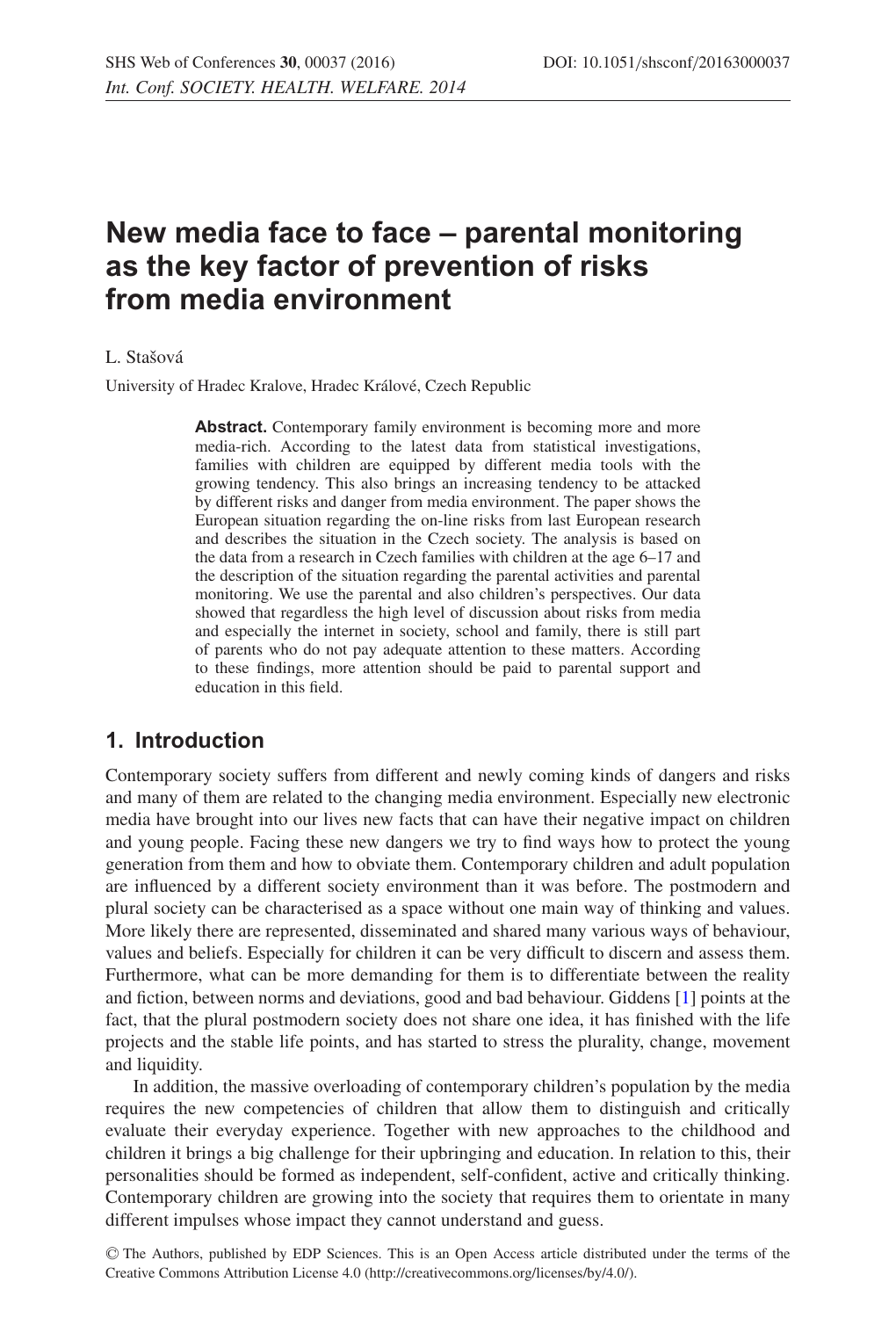# New media face to face – parental monitoring as the key factor of prevention of risks from media environment

L. Stašová

University of Hradec Kralove, Hradec Králové, Czech Republic

**Abstract.** Contemporary family environment is becoming more and more media-rich. According to the latest data from statistical investigations, families with children are equipped by different media tools with the growing tendency. This also brings an increasing tendency to be attacked by different risks and danger from media environment. The paper shows the European situation regarding the on-line risks from last European research and describes the situation in the Czech society. The analysis is based on the data from a research in Czech families with children at the age 6–17 and the description of the situation regarding the parental activities and parental monitoring. We use the parental and also children's perspectives. Our data showed that regardless the high level of discussion about risks from media and especially the internet in society, school and family, there is still part of parents who do not pay adequate attention to these matters. According to these findings, more attention should be paid to parental support and education in this field.

## 1. Introduction

Contemporary society suffers from different and newly coming kinds of dangers and risks and many of them are related to the changing media environment. Especially new electronic media have brought into our lives new facts that can have their negative impact on children and young people. Facing these new dangers we try to find ways how to protect the young generation from them and how to obviate them. Contemporary children and adult population are influenced by a different society environment than it was before. The postmodern and plural society can be characterised as a space without one main way of thinking and values. More likely there are represented, disseminated and shared many various ways of behaviour, values and beliefs. Especially for children it can be very difficult to discern and assess them. Furthermore, what can be more demanding for them is to differentiate between the reality and fiction, between norms and deviations, good and bad behaviour. Giddens [1] points at the fact, that the plural postmodern society does not share one idea, it has finished with the life projects and the stable life points, and has started to stress the plurality, change, movement and liquidity.

In addition, the massive overloading of contemporary children's population by the media requires the new competencies of children that allow them to distinguish and critically evaluate their everyday experience. Together with new approaches to the childhood and children it brings a big challenge for their upbringing and education. In relation to this, their personalities should be formed as independent, self-confident, active and critically thinking. Contemporary children are growing into the society that requires them to orientate in many different impulses whose impact they cannot understand and guess.

© The Authors, published by EDP Sciences. This is an Open Access article distributed under the terms of the Creative Commons Attribution License 4.0 (http://creativecommons.org/licenses/by/4.0/).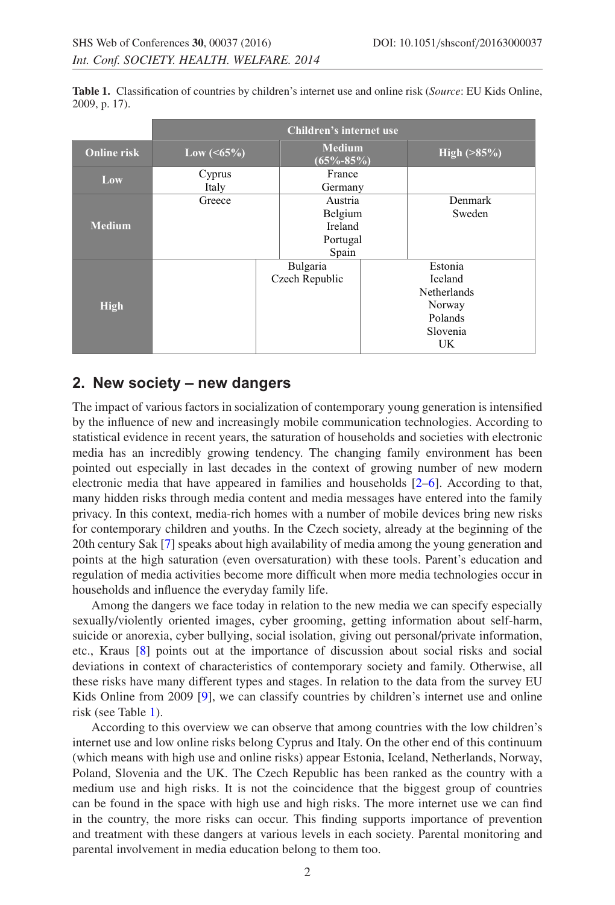**Table 1.** Classification of countries by children's internet use and online risk (*Source*: EU Kids Online, 2009, p. 17).

| | Children's internet use | | |
|---|---|---|---|
| **Online risk** | **Low (<65%)** | **Medium (65%-85%)** | **High (>85%)** |
| **Low** | Cyprus<br>Italy | France<br>Germany | |
| **Medium** | Greece | Austria<br>Belgium<br>Ireland<br>Portugal<br>Spain | Denmark<br>Sweden |
| **High** | | Bulgaria<br>Czech Republic | Estonia<br>Iceland<br>Netherlands<br>Norway<br>Polands<br>Slovenia<br>UK |

## 2. New society – new dangers

The impact of various factors in socialization of contemporary young generation is intensified by the influence of new and increasingly mobile communication technologies. According to statistical evidence in recent years, the saturation of households and societies with electronic media has an incredibly growing tendency. The changing family environment has been pointed out especially in last decades in the context of growing number of new modern electronic media that have appeared in families and households [2–6]. According to that, many hidden risks through media content and media messages have entered into the family privacy. In this context, media-rich homes with a number of mobile devices bring new risks for contemporary children and youths. In the Czech society, already at the beginning of the 20th century Sak [7] speaks about high availability of media among the young generation and points at the high saturation (even oversaturation) with these tools. Parent's education and regulation of media activities become more difficult when more media technologies occur in households and influence the everyday family life.

Among the dangers we face today in relation to the new media we can specify especially sexually/violently oriented images, cyber grooming, getting information about self-harm, suicide or anorexia, cyber bullying, social isolation, giving out personal/private information, etc., Kraus [8] points out at the importance of discussion about social risks and social deviations in context of characteristics of contemporary society and family. Otherwise, all these risks have many different types and stages. In relation to the data from the survey EU Kids Online from 2009 [9], we can classify countries by children's internet use and online risk (see Table 1).

According to this overview we can observe that among countries with the low children's internet use and low online risks belong Cyprus and Italy. On the other end of this continuum (which means with high use and online risks) appear Estonia, Iceland, Netherlands, Norway, Poland, Slovenia and the UK. The Czech Republic has been ranked as the country with a medium use and high risks. It is not the coincidence that the biggest group of countries can be found in the space with high use and high risks. The more internet use we can find in the country, the more risks can occur. This finding supports importance of prevention and treatment with these dangers at various levels in each society. Parental monitoring and parental involvement in media education belong to them too.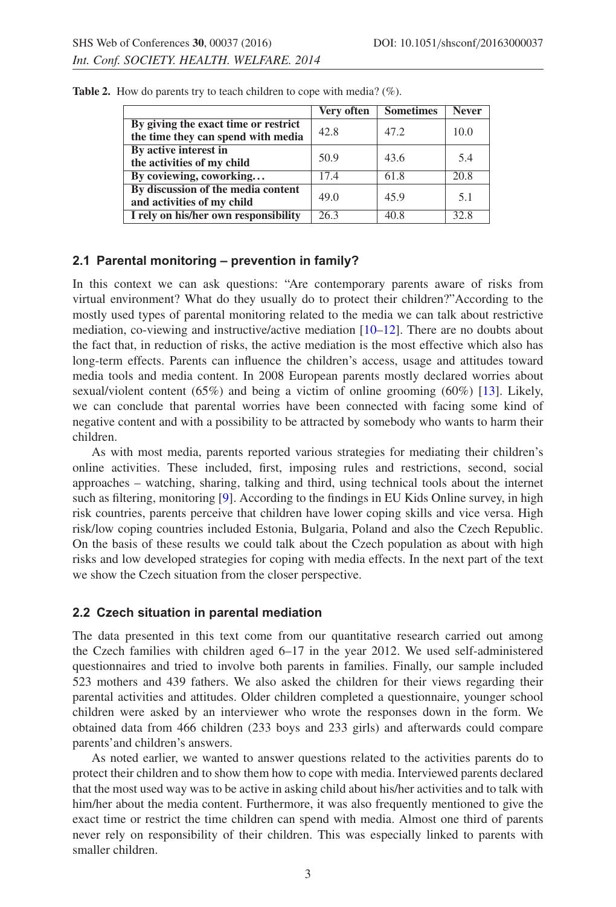**Table 2.** How do parents try to teach children to cope with media? (%).

| | Very often | Sometimes | Never |
|---|---|---|---|
| **By giving the exact time or restrict the time they can spend with media** | 42.8 | 47.2 | 10.0 |
| **By active interest in the activities of my child** | 50.9 | 43.6 | 5.4 |
| **By coviewing, coworking…** | 17.4 | 61.8 | 20.8 |
| **By discussion of the media content and activities of my child** | 49.0 | 45.9 | 5.1 |
| **I rely on his/her own responsibility** | 26.3 | 40.8 | 32.8 |

### 2.1 Parental monitoring – prevention in family?

In this context we can ask questions: "Are contemporary parents aware of risks from virtual environment? What do they usually do to protect their children?"According to the mostly used types of parental monitoring related to the media we can talk about restrictive mediation, co-viewing and instructive/active mediation [10–12]. There are no doubts about the fact that, in reduction of risks, the active mediation is the most effective which also has long-term effects. Parents can influence the children's access, usage and attitudes toward media tools and media content. In 2008 European parents mostly declared worries about sexual/violent content (65%) and being a victim of online grooming (60%) [13]. Likely, we can conclude that parental worries have been connected with facing some kind of negative content and with a possibility to be attracted by somebody who wants to harm their children.

As with most media, parents reported various strategies for mediating their children's online activities. These included, first, imposing rules and restrictions, second, social approaches – watching, sharing, talking and third, using technical tools about the internet such as filtering, monitoring [9]. According to the findings in EU Kids Online survey, in high risk countries, parents perceive that children have lower coping skills and vice versa. High risk/low coping countries included Estonia, Bulgaria, Poland and also the Czech Republic. On the basis of these results we could talk about the Czech population as about with high risks and low developed strategies for coping with media effects. In the next part of the text we show the Czech situation from the closer perspective.

### 2.2 Czech situation in parental mediation

The data presented in this text come from our quantitative research carried out among the Czech families with children aged 6–17 in the year 2012. We used self-administered questionnaires and tried to involve both parents in families. Finally, our sample included 523 mothers and 439 fathers. We also asked the children for their views regarding their parental activities and attitudes. Older children completed a questionnaire, younger school children were asked by an interviewer who wrote the responses down in the form. We obtained data from 466 children (233 boys and 233 girls) and afterwards could compare parents'and children's answers.

As noted earlier, we wanted to answer questions related to the activities parents do to protect their children and to show them how to cope with media. Interviewed parents declared that the most used way was to be active in asking child about his/her activities and to talk with him/her about the media content. Furthermore, it was also frequently mentioned to give the exact time or restrict the time children can spend with media. Almost one third of parents never rely on responsibility of their children. This was especially linked to parents with smaller children.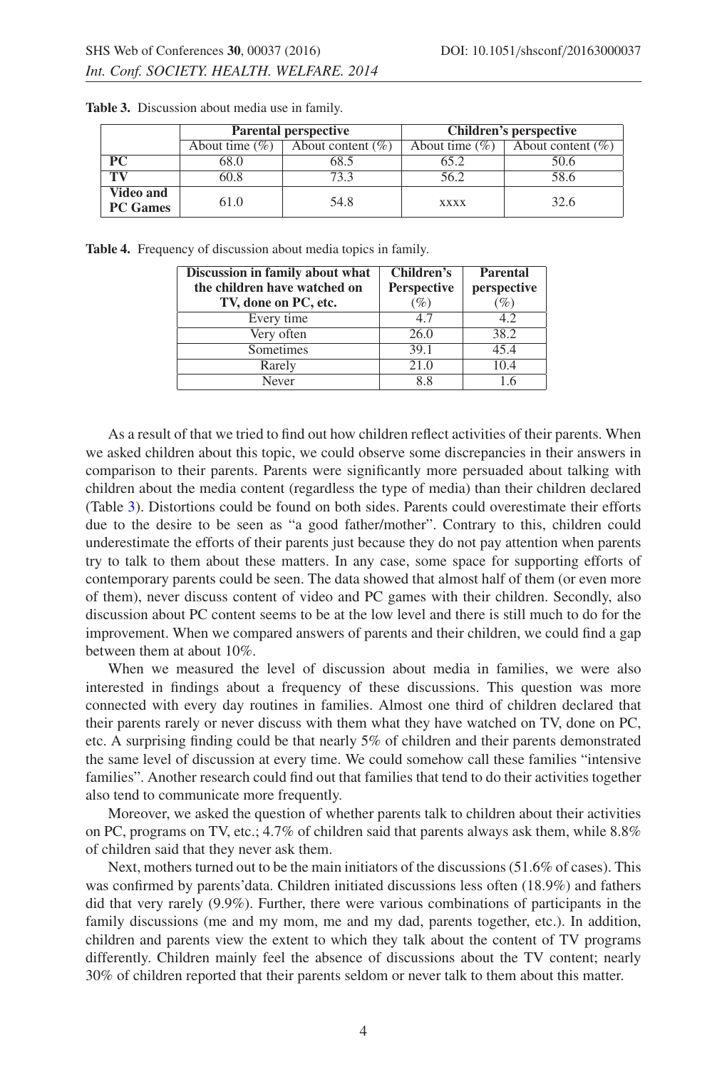**Table 3.** Discussion about media use in family.

| | Parental perspective | | Children's perspective | |
|---|---|---|---|---|
| | About time (%) | About content (%) | About time (%) | About content (%) |
| **PC** | 68.0 | 68.5 | 65.2 | 50.6 |
| **TV** | 60.8 | 73.3 | 56.2 | 58.6 |
| **Video and PC Games** | 61.0 | 54.8 | xxxx | 32.6 |

**Table 4.** Frequency of discussion about media topics in family.

| Discussion in family about what the children have watched on TV, done on PC, etc. | Children's Perspective (%) | Parental perspective (%) |
|---|---|---|
| Every time | 4.7 | 4.2 |
| Very often | 26.0 | 38.2 |
| Sometimes | 39.1 | 45.4 |
| Rarely | 21.0 | 10.4 |
| Never | 8.8 | 1.6 |

As a result of that we tried to find out how children reflect activities of their parents. When we asked children about this topic, we could observe some discrepancies in their answers in comparison to their parents. Parents were significantly more persuaded about talking with children about the media content (regardless the type of media) than their children declared (Table 3). Distortions could be found on both sides. Parents could overestimate their efforts due to the desire to be seen as "a good father/mother". Contrary to this, children could underestimate the efforts of their parents just because they do not pay attention when parents try to talk to them about these matters. In any case, some space for supporting efforts of contemporary parents could be seen. The data showed that almost half of them (or even more of them), never discuss content of video and PC games with their children. Secondly, also discussion about PC content seems to be at the low level and there is still much to do for the improvement. When we compared answers of parents and their children, we could find a gap between them at about 10%.

When we measured the level of discussion about media in families, we were also interested in findings about a frequency of these discussions. This question was more connected with every day routines in families. Almost one third of children declared that their parents rarely or never discuss with them what they have watched on TV, done on PC, etc. A surprising finding could be that nearly 5% of children and their parents demonstrated the same level of discussion at every time. We could somehow call these families "intensive families". Another research could find out that families that tend to do their activities together also tend to communicate more frequently.

Moreover, we asked the question of whether parents talk to children about their activities on PC, programs on TV, etc.; 4.7% of children said that parents always ask them, while 8.8% of children said that they never ask them.

Next, mothers turned out to be the main initiators of the discussions (51.6% of cases). This was confirmed by parents'data. Children initiated discussions less often (18.9%) and fathers did that very rarely (9.9%). Further, there were various combinations of participants in the family discussions (me and my mom, me and my dad, parents together, etc.). In addition, children and parents view the extent to which they talk about the content of TV programs differently. Children mainly feel the absence of discussions about the TV content; nearly 30% of children reported that their parents seldom or never talk to them about this matter.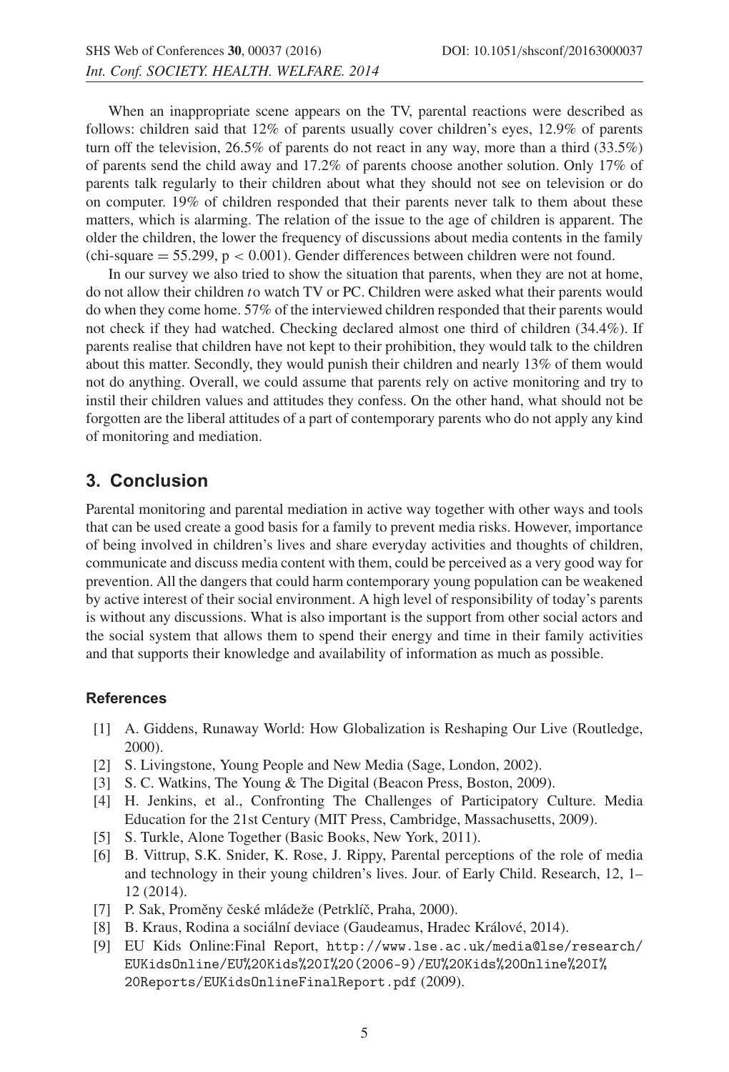When an inappropriate scene appears on the TV, parental reactions were described as follows: children said that 12% of parents usually cover children's eyes, 12.9% of parents turn off the television, 26.5% of parents do not react in any way, more than a third (33.5%) of parents send the child away and 17.2% of parents choose another solution. Only 17% of parents talk regularly to their children about what they should not see on television or do on computer. 19% of children responded that their parents never talk to them about these matters, which is alarming. The relation of the issue to the age of children is apparent. The older the children, the lower the frequency of discussions about media contents in the family (chi-square $= 55.299$, $p < 0.001$). Gender differences between children were not found.

In our survey we also tried to show the situation that parents, when they are not at home, do not allow their children *t*o watch TV or PC. Children were asked what their parents would do when they come home. 57% of the interviewed children responded that their parents would not check if they had watched. Checking declared almost one third of children (34.4%). If parents realise that children have not kept to their prohibition, they would talk to the children about this matter. Secondly, they would punish their children and nearly 13% of them would not do anything. Overall, we could assume that parents rely on active monitoring and try to instil their children values and attitudes they confess. On the other hand, what should not be forgotten are the liberal attitudes of a part of contemporary parents who do not apply any kind of monitoring and mediation.

## 3. Conclusion

Parental monitoring and parental mediation in active way together with other ways and tools that can be used create a good basis for a family to prevent media risks. However, importance of being involved in children's lives and share everyday activities and thoughts of children, communicate and discuss media content with them, could be perceived as a very good way for prevention. All the dangers that could harm contemporary young population can be weakened by active interest of their social environment. A high level of responsibility of today's parents is without any discussions. What is also important is the support from other social actors and the social system that allows them to spend their energy and time in their family activities and that supports their knowledge and availability of information as much as possible.

### References

[1] A. Giddens, Runaway World: How Globalization is Reshaping Our Live (Routledge, 2000).
[2] S. Livingstone, Young People and New Media (Sage, London, 2002).
[3] S. C. Watkins, The Young & The Digital (Beacon Press, Boston, 2009).
[4] H. Jenkins, et al., Confronting The Challenges of Participatory Culture. Media Education for the 21st Century (MIT Press, Cambridge, Massachusetts, 2009).
[5] S. Turkle, Alone Together (Basic Books, New York, 2011).
[6] B. Vittrup, S.K. Snider, K. Rose, J. Rippy, Parental perceptions of the role of media and technology in their young children's lives. Jour. of Early Child. Research, 12, 1–12 (2014).
[7] P. Sak, Proměny české mládeže (Petrklíč, Praha, 2000).
[8] B. Kraus, Rodina a sociální deviace (Gaudeamus, Hradec Králové, 2014).
[9] EU Kids Online:Final Report, http://www.lse.ac.uk/media@lse/research/EUKidsOnline/EU%20Kids%20I%20(2006-9)/EU%20Kids%20Online%20I%20Reports/EUKidsOnlineFinalReport.pdf (2009).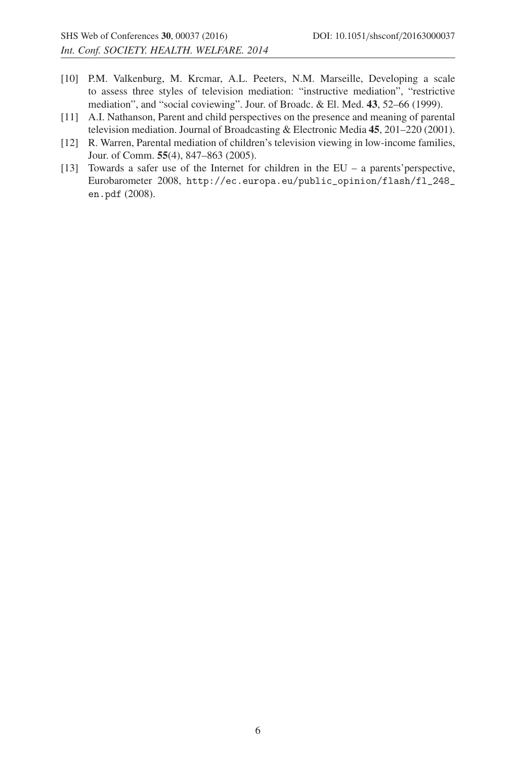[10] P.M. Valkenburg, M. Krcmar, A.L. Peeters, N.M. Marseille, Developing a scale to assess three styles of television mediation: "instructive mediation", "restrictive mediation", and "social coviewing". Jour. of Broadc. & El. Med. **43**, 52–66 (1999).

[11] A.I. Nathanson, Parent and child perspectives on the presence and meaning of parental television mediation. Journal of Broadcasting & Electronic Media **45**, 201–220 (2001).

[12] R. Warren, Parental mediation of children's television viewing in low-income families, Jour. of Comm. **55**(4), 847–863 (2005).

[13] Towards a safer use of the Internet for children in the EU – a parents'perspective, Eurobarometer 2008, `http://ec.europa.eu/public_opinion/flash/fl_248_en.pdf` (2008).